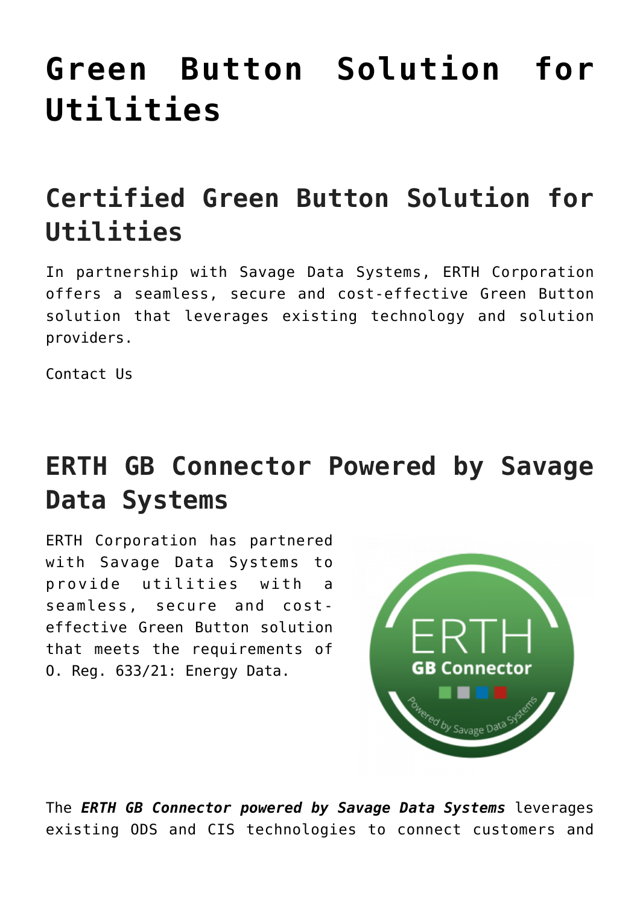# Green Button Solution for Utilities

## Certified Green Button Solution for Utilities

In partnership with Savage Data Systems, ERTH Corporation offers a seamless, secure and cost-effective Green Button solution that leverages existing technology and solution providers.

Contact Us

## ERTH GB Connector Powered by Savage Data Systems

ERTH Corporation has partnered with Savage Data Systems to provide utilities with a seamless, secure and cost-effective Green Button solution that meets the requirements of O. Reg. 633/21: Energy Data.

The ***ERTH GB Connector powered by Savage Data Systems*** leverages existing ODS and CIS technologies to connect customers and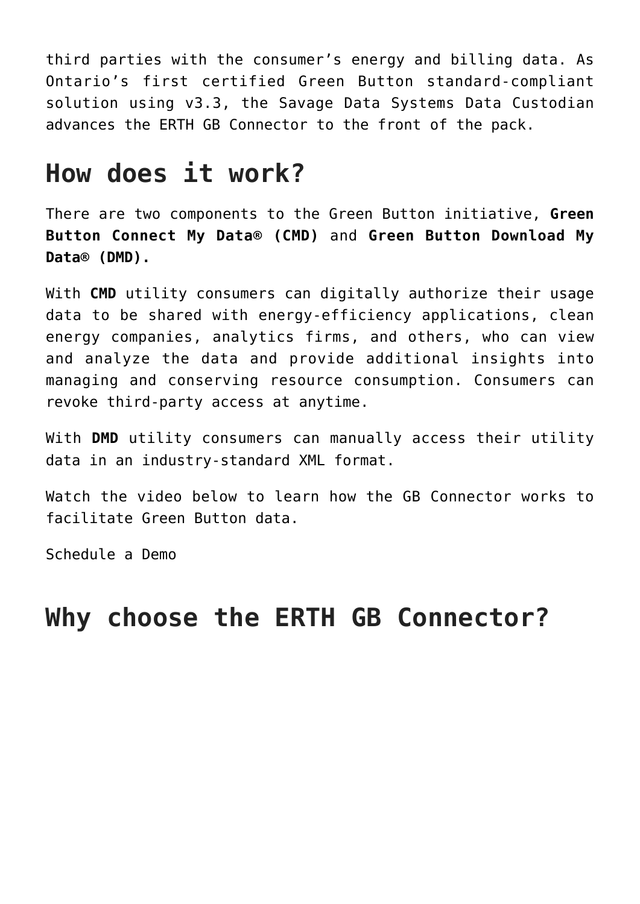third parties with the consumer's energy and billing data. As Ontario's first certified Green Button standard-compliant solution using v3.3, the Savage Data Systems Data Custodian advances the ERTH GB Connector to the front of the pack.

## How does it work?

There are two components to the Green Button initiative, **Green Button Connect My Data® (CMD)** and **Green Button Download My Data® (DMD).**

With **CMD** utility consumers can digitally authorize their usage data to be shared with energy-efficiency applications, clean energy companies, analytics firms, and others, who can view and analyze the data and provide additional insights into managing and conserving resource consumption. Consumers can revoke third-party access at anytime.

With **DMD** utility consumers can manually access their utility data in an industry-standard XML format.

Watch the video below to learn how the GB Connector works to facilitate Green Button data.

Schedule a Demo

## Why choose the ERTH GB Connector?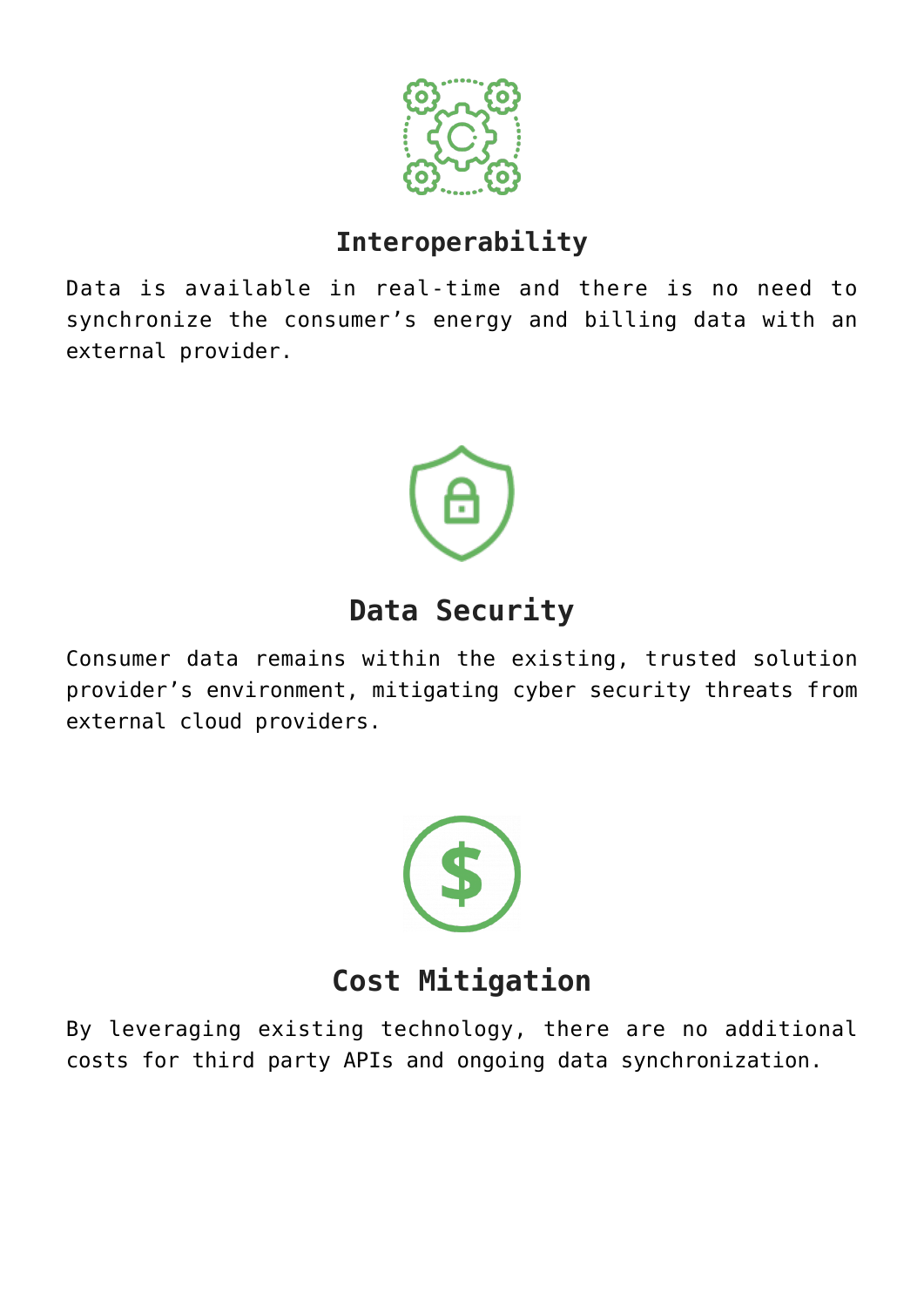## Interoperability

Data is available in real-time and there is no need to synchronize the consumer’s energy and billing data with an external provider.

## Data Security

Consumer data remains within the existing, trusted solution provider’s environment, mitigating cyber security threats from external cloud providers.

## Cost Mitigation

By leveraging existing technology, there are no additional costs for third party APIs and ongoing data synchronization.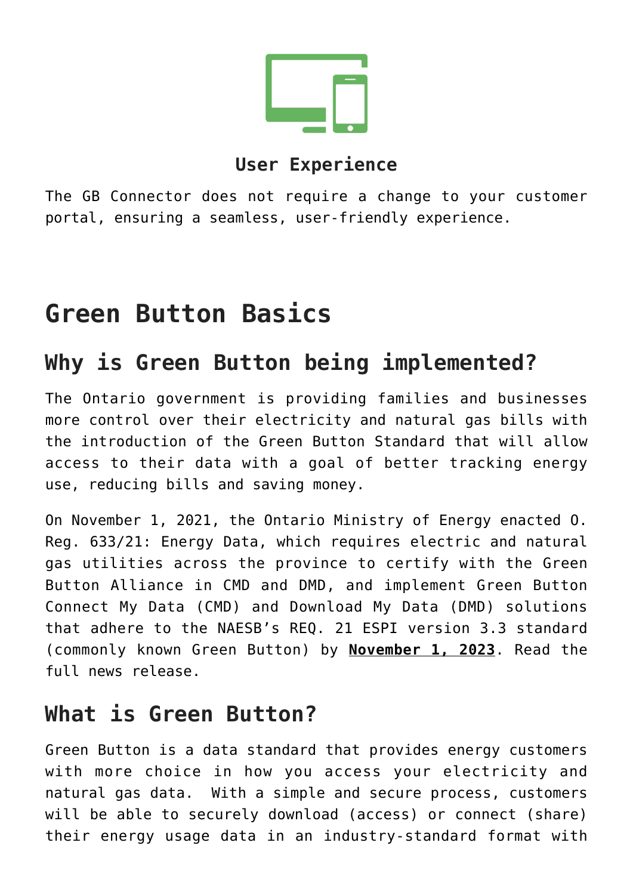### User Experience

The GB Connector does not require a change to your customer portal, ensuring a seamless, user-friendly experience.

# Green Button Basics

## Why is Green Button being implemented?

The Ontario government is providing families and businesses more control over their electricity and natural gas bills with the introduction of the Green Button Standard that will allow access to their data with a goal of better tracking energy use, reducing bills and saving money.

On November 1, 2021, the Ontario Ministry of Energy enacted O. Reg. 633/21: Energy Data, which requires electric and natural gas utilities across the province to certify with the Green Button Alliance in CMD and DMD, and implement Green Button Connect My Data (CMD) and Download My Data (DMD) solutions that adhere to the NAESB's REQ. 21 ESPI version 3.3 standard (commonly known Green Button) by **November 1, 2023**. Read the full news release.

## What is Green Button?

Green Button is a data standard that provides energy customers with more choice in how you access your electricity and natural gas data. With a simple and secure process, customers will be able to securely download (access) or connect (share) their energy usage data in an industry-standard format with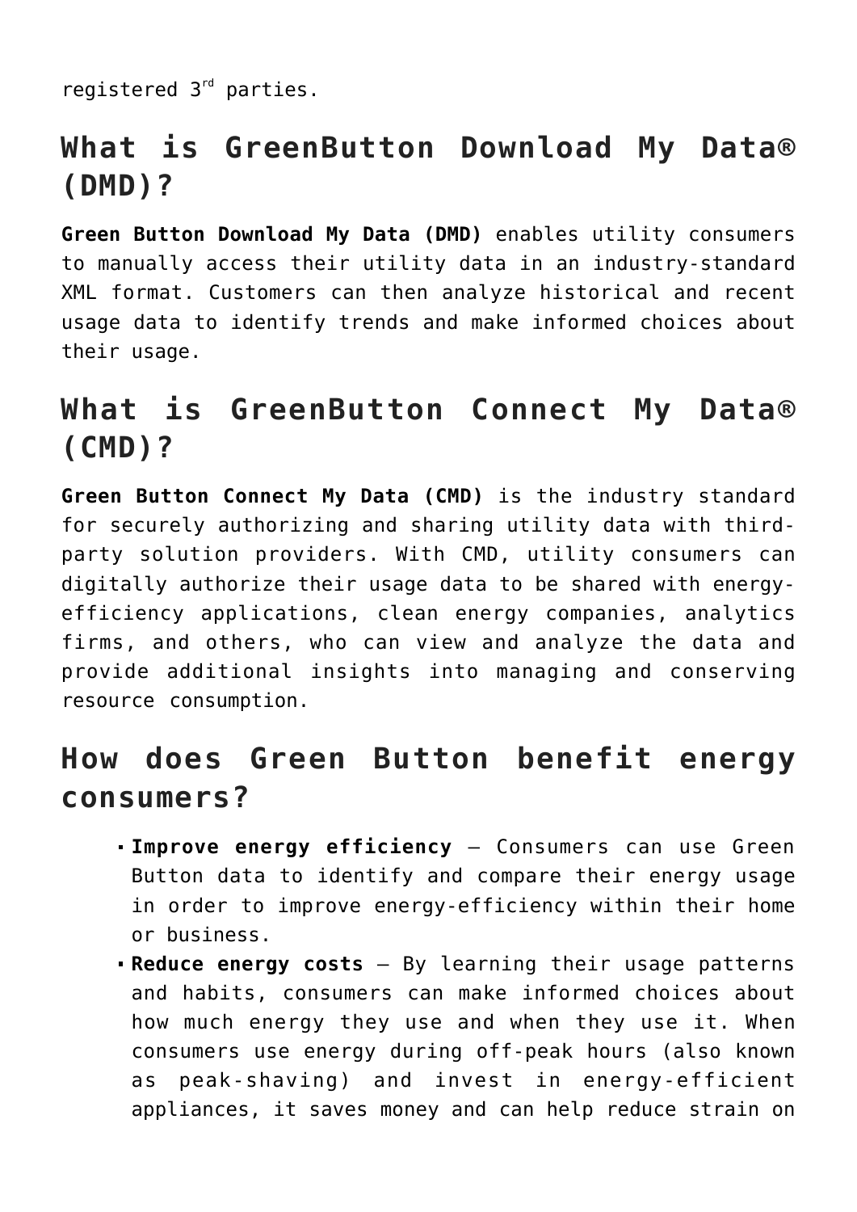registered 3rd parties.

## What is GreenButton Download My Data® (DMD)?

**Green Button Download My Data (DMD)** enables utility consumers to manually access their utility data in an industry-standard XML format. Customers can then analyze historical and recent usage data to identify trends and make informed choices about their usage.

## What is GreenButton Connect My Data® (CMD)?

**Green Button Connect My Data (CMD)** is the industry standard for securely authorizing and sharing utility data with third-party solution providers. With CMD, utility consumers can digitally authorize their usage data to be shared with energy-efficiency applications, clean energy companies, analytics firms, and others, who can view and analyze the data and provide additional insights into managing and conserving resource consumption.

## How does Green Button benefit energy consumers?

- **Improve energy efficiency** – Consumers can use Green Button data to identify and compare their energy usage in order to improve energy-efficiency within their home or business.
- **Reduce energy costs** – By learning their usage patterns and habits, consumers can make informed choices about how much energy they use and when they use it. When consumers use energy during off-peak hours (also known as peak-shaving) and invest in energy-efficient appliances, it saves money and can help reduce strain on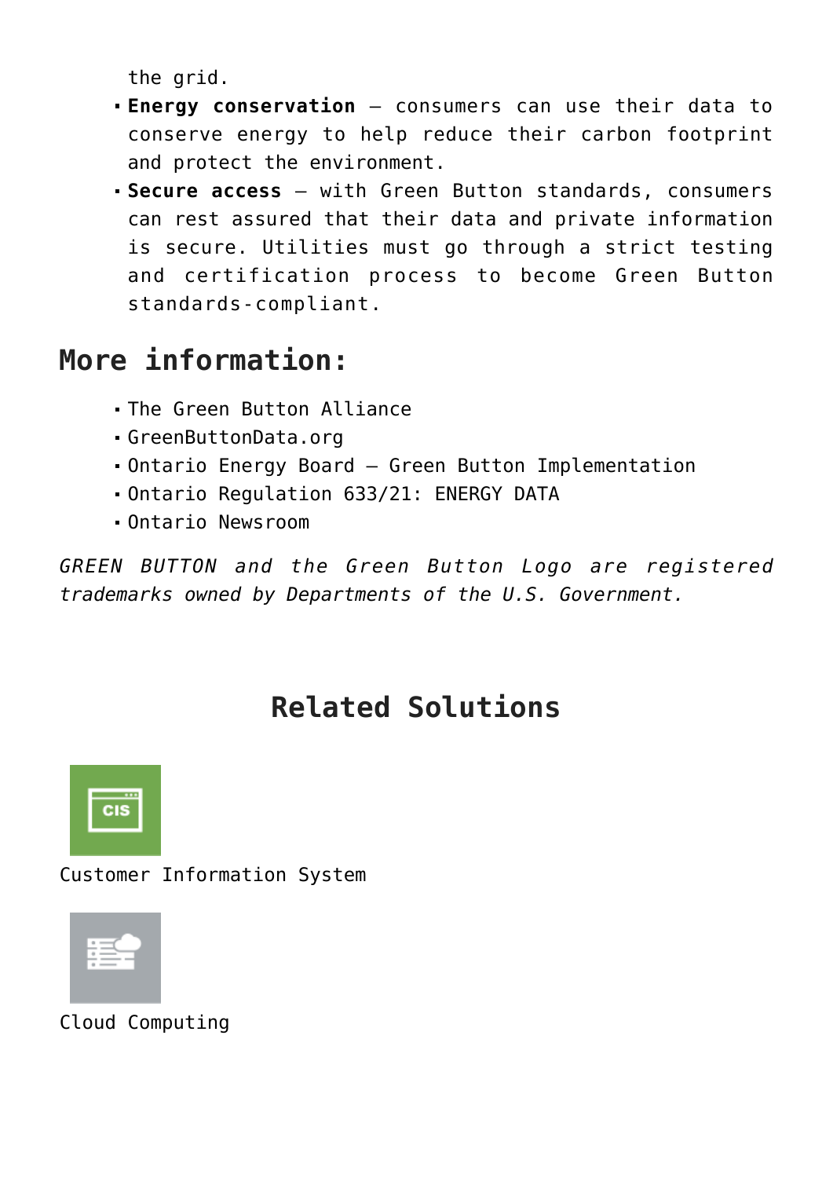the grid.

- **Energy conservation** – consumers can use their data to conserve energy to help reduce their carbon footprint and protect the environment.
- **Secure access** – with Green Button standards, consumers can rest assured that their data and private information is secure. Utilities must go through a strict testing and certification process to become Green Button standards-compliant.

## More information:

- The Green Button Alliance
- GreenButtonData.org
- Ontario Energy Board – Green Button Implementation
- Ontario Regulation 633/21: ENERGY DATA
- Ontario Newsroom

*GREEN BUTTON and the Green Button Logo are registered trademarks owned by Departments of the U.S. Government.*

## Related Solutions

Customer Information System

Cloud Computing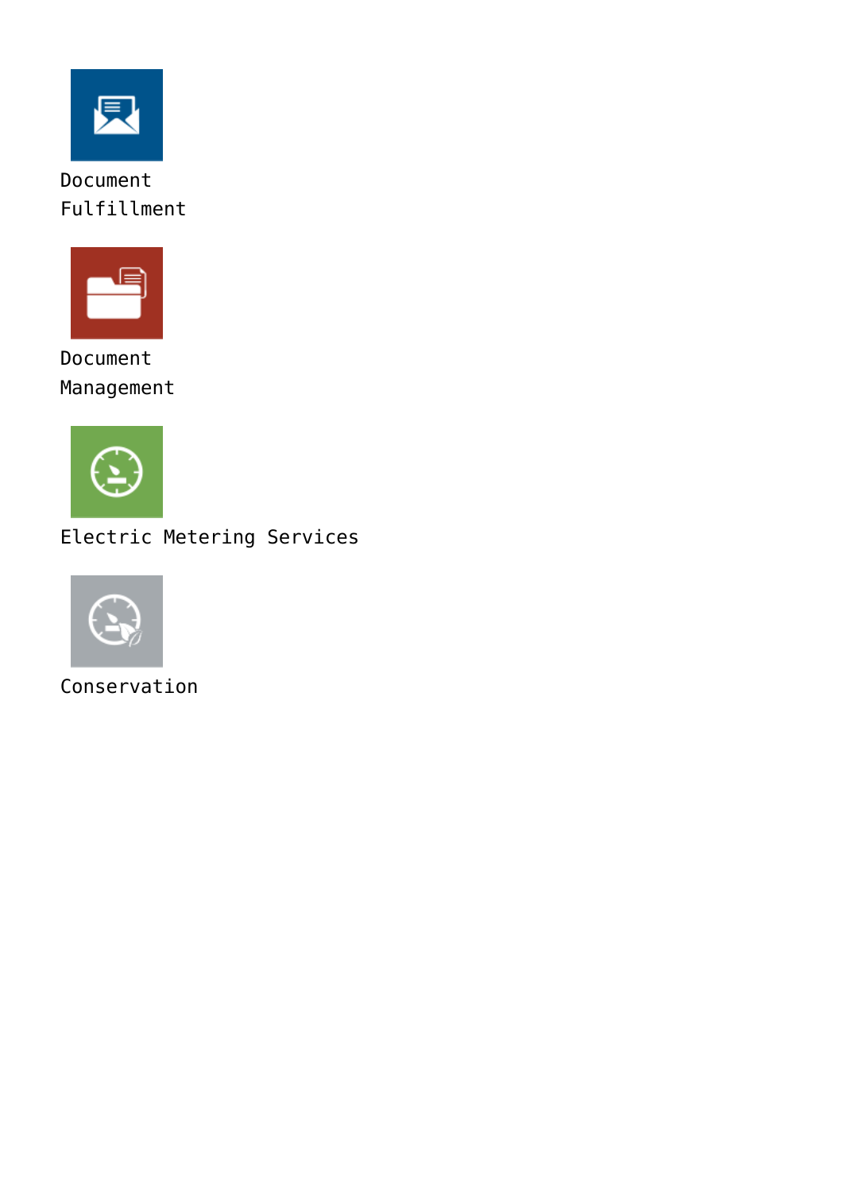Document
Fulfillment

Document
Management

Electric Metering Services

Conservation